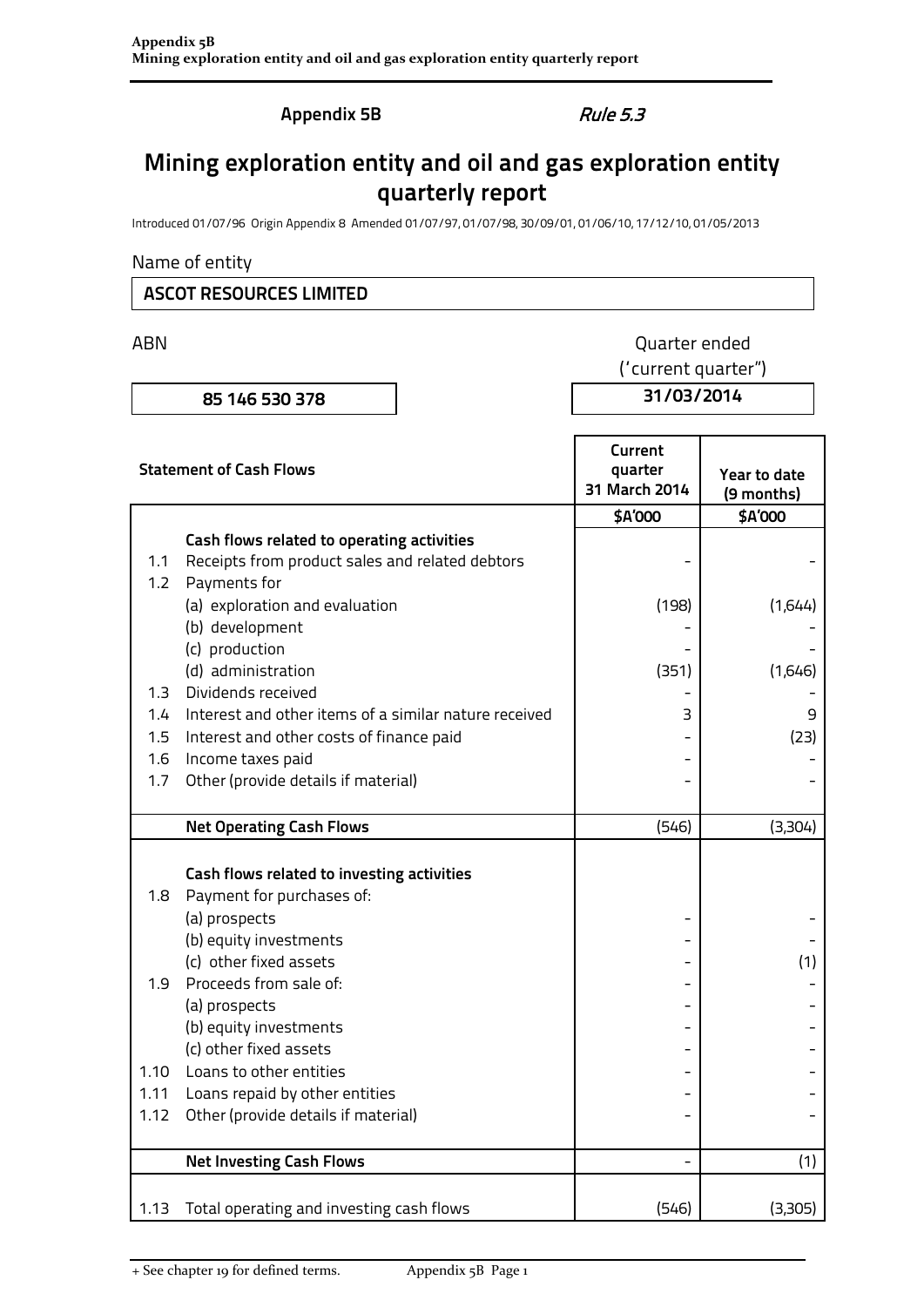**Appendix 5B** *Rule 5.3*

# Mining exploration entity and oil and gas exploration entity quarterly report

Introduced 01/07/96 Origin Appendix 8 Amended 01/07/97, 01/07/98, 30/09/01, 01/06/10, 17/12/10, 01/05/2013

Name of entity

**ASCOT RESOURCES LIMITED**

| ABN | Quarter ended ('current quarter") |
|---|---|
| **85 146 530 378** | **31/03/2014** |

| | Statement of Cash Flows | Current quarter 31 March 2014 | Year to date (9 months) |
|---|---|---|---|
| | | $A'000 | $A'000 |
| | **Cash flows related to operating activities** | | |
| 1.1 | Receipts from product sales and related debtors | - | - |
| 1.2 | Payments for | | |
| | (a) exploration and evaluation | (198) | (1,644) |
| | (b) development | - | - |
| | (c) production | - | - |
| | (d) administration | (351) | (1,646) |
| 1.3 | Dividends received | - | - |
| 1.4 | Interest and other items of a similar nature received | 3 | 9 |
| 1.5 | Interest and other costs of finance paid | - | (23) |
| 1.6 | Income taxes paid | - | - |
| 1.7 | Other (provide details if material) | - | - |
| | **Net Operating Cash Flows** | (546) | (3,304) |
| | **Cash flows related to investing activities** | | |
| 1.8 | Payment for purchases of: | | |
| | (a) prospects | - | - |
| | (b) equity investments | - | - |
| | (c) other fixed assets | - | (1) |
| 1.9 | Proceeds from sale of: | - | - |
| | (a) prospects | - | - |
| | (b) equity investments | - | - |
| | (c) other fixed assets | - | - |
| 1.10 | Loans to other entities | - | - |
| 1.11 | Loans repaid by other entities | - | - |
| 1.12 | Other (provide details if material) | - | - |
| | **Net Investing Cash Flows** | - | (1) |
| 1.13 | Total operating and investing cash flows | (546) | (3,305) |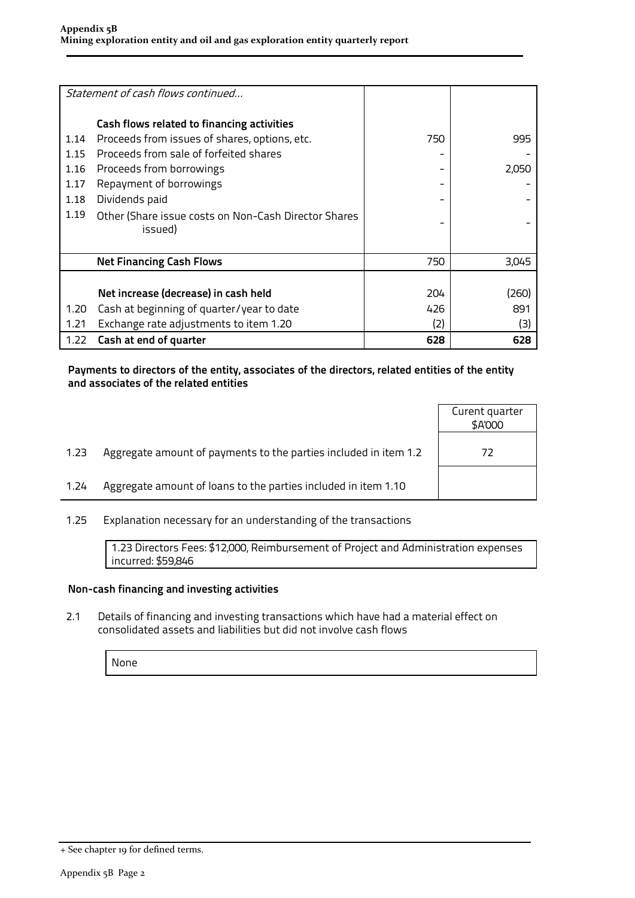| | *Statement of cash flows continued…* | | |
|---|---|---|---|
| | **Cash flows related to financing activities** | | |
| 1.14 | Proceeds from issues of shares, options, etc. | 750 | 995 |
| 1.15 | Proceeds from sale of forfeited shares | - | - |
| 1.16 | Proceeds from borrowings | - | 2,050 |
| 1.17 | Repayment of borrowings | - | - |
| 1.18 | Dividends paid | - | - |
| 1.19 | Other (Share issue costs on Non-Cash Director Shares issued) | - | - |
| | **Net Financing Cash Flows** | 750 | 3,045 |
| | **Net increase (decrease) in cash held** | 204 | (260) |
| 1.20 | Cash at beginning of quarter/year to date | 426 | 891 |
| 1.21 | Exchange rate adjustments to item 1.20 | (2) | (3) |
| 1.22 | **Cash at end of quarter** | **628** | **628** |

**Payments to directors of the entity, associates of the directors, related entities of the entity and associates of the related entities**

| | | Curent quarter $A'000 |
|---|---|---|
| 1.23 | Aggregate amount of payments to the parties included in item 1.2 | 72 |
| 1.24 | Aggregate amount of loans to the parties included in item 1.10 | |

1.25 Explanation necessary for an understanding of the transactions

1.23 Directors Fees: $12,000, Reimbursement of Project and Administration expenses incurred: $59,846

**Non-cash financing and investing activities**

2.1 Details of financing and investing transactions which have had a material effect on consolidated assets and liabilities but did not involve cash flows

None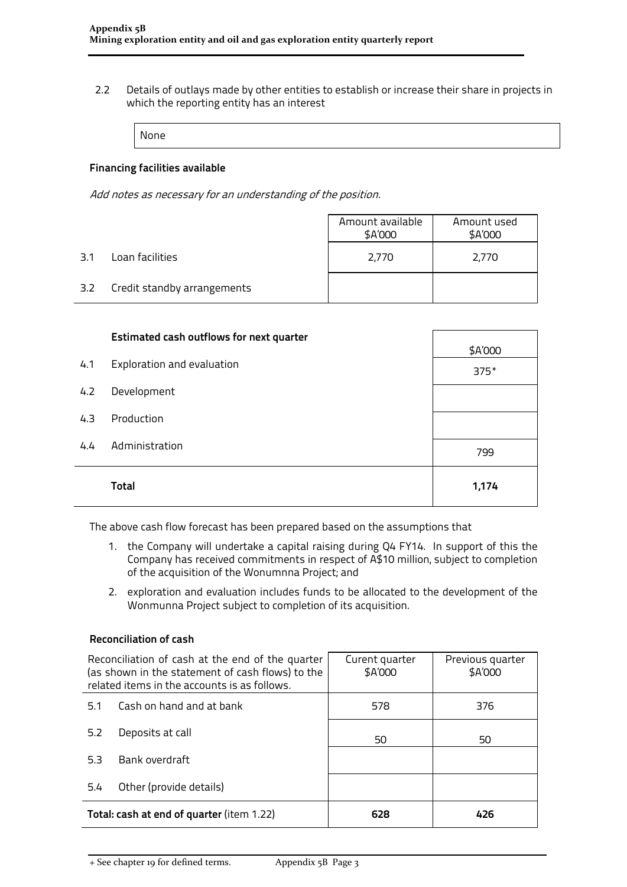2.2 Details of outlays made by other entities to establish or increase their share in projects in which the reporting entity has an interest

| None |
|---|

**Financing facilities available**

*Add notes as necessary for an understanding of the position.*

| | | Amount available $A'000 | Amount used $A'000 |
|---|---|---|---|
| 3.1 | Loan facilities | 2,770 | 2,770 |
| 3.2 | Credit standby arrangements | | |

| | Estimated cash outflows for next quarter | $A'000 |
|---|---|---|
| 4.1 | Exploration and evaluation | 375* |
| 4.2 | Development | |
| 4.3 | Production | |
| 4.4 | Administration | 799 |
| | **Total** | **1,174** |

The above cash flow forecast has been prepared based on the assumptions that

1. the Company will undertake a capital raising during Q4 FY14. In support of this the Company has received commitments in respect of A$10 million, subject to completion of the acquisition of the Wonumnna Project; and
2. exploration and evaluation includes funds to be allocated to the development of the Wonmunna Project subject to completion of its acquisition.

**Reconciliation of cash**

| Reconciliation of cash at the end of the quarter (as shown in the statement of cash flows) to the related items in the accounts is as follows. | | Curent quarter $A'000 | Previous quarter $A'000 |
|---|---|---|---|
| 5.1 | Cash on hand and at bank | 578 | 376 |
| 5.2 | Deposits at call | 50 | 50 |
| 5.3 | Bank overdraft | | |
| 5.4 | Other (provide details) | | |
| **Total: cash at end of quarter** (item 1.22) | | **628** | **426** |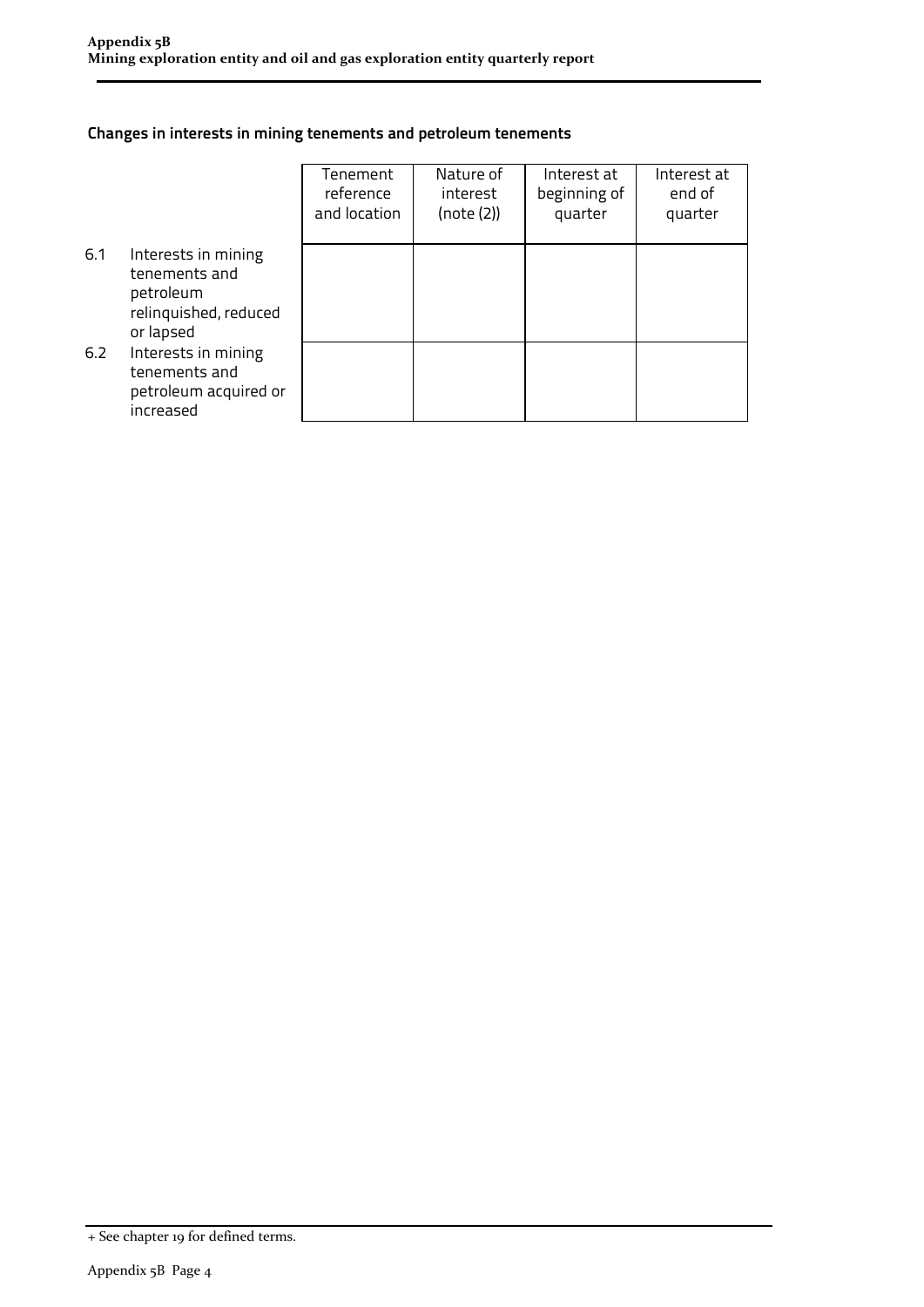## Changes in interests in mining tenements and petroleum tenements

| | | Tenement reference and location | Nature of interest (note (2)) | Interest at beginning of quarter | Interest at end of quarter |
|---|---|---|---|---|---|
| 6.1 | Interests in mining tenements and petroleum relinquished, reduced or lapsed | | | | |
| 6.2 | Interests in mining tenements and petroleum acquired or increased | | | | |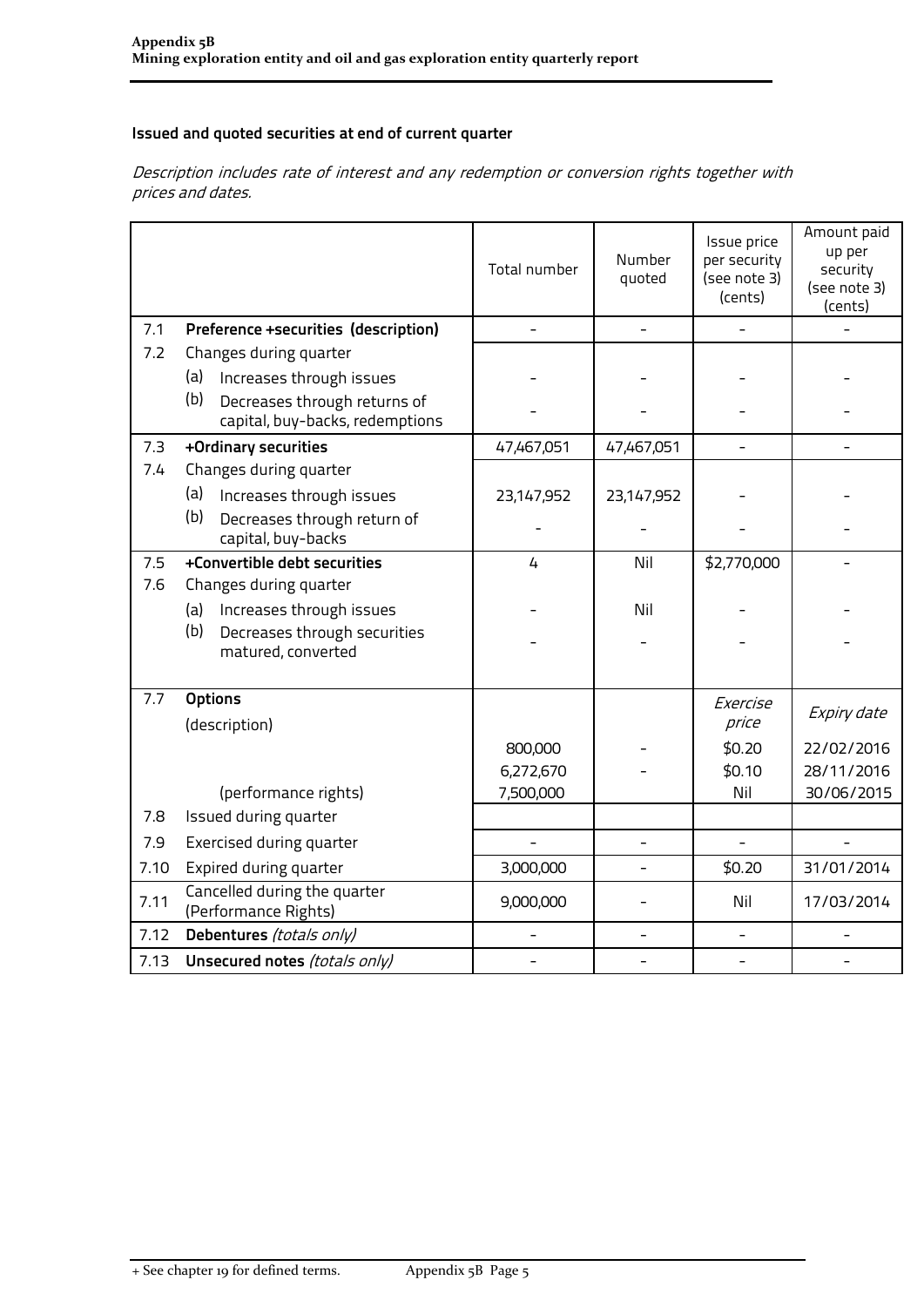### Issued and quoted securities at end of current quarter

*Description includes rate of interest and any redemption or conversion rights together with prices and dates.*

| | | Total number | Number quoted | Issue price per security (see note 3) (cents) | Amount paid up per security (see note 3) (cents) |
|---|---|---|---|---|---|
| 7.1 | **Preference +securities (description)** | - | - | - | - |
| 7.2 | Changes during quarter | | | | |
| | (a) Increases through issues | - | - | - | - |
| | (b) Decreases through returns of capital, buy-backs, redemptions | - | - | - | - |
| 7.3 | **+Ordinary securities** | 47,467,051 | 47,467,051 | - | - |
| 7.4 | Changes during quarter | | | | |
| | (a) Increases through issues | 23,147,952 | 23,147,952 | - | - |
| | (b) Decreases through return of capital, buy-backs | - | - | - | - |
| 7.5 | **+Convertible debt securities** | 4 | Nil | $2,770,000 | - |
| 7.6 | Changes during quarter | | | | |
| | (a) Increases through issues | - | Nil | - | - |
| | (b) Decreases through securities matured, converted | - | - | - | - |
| 7.7 | **Options** (description) | | | *Exercise price* | *Expiry date* |
| | | 800,000 | - | $0.20 | 22/02/2016 |
| | | 6,272,670 | - | $0.10 | 28/11/2016 |
| | (performance rights) | 7,500,000 | | Nil | 30/06/2015 |
| 7.8 | Issued during quarter | | | | |
| 7.9 | Exercised during quarter | - | - | - | - |
| 7.10 | Expired during quarter | 3,000,000 | - | $0.20 | 31/01/2014 |
| 7.11 | Cancelled during the quarter (Performance Rights) | 9,000,000 | - | Nil | 17/03/2014 |
| 7.12 | **Debentures** *(totals only)* | - | - | - | - |
| 7.13 | **Unsecured notes** *(totals only)* | - | - | - | - |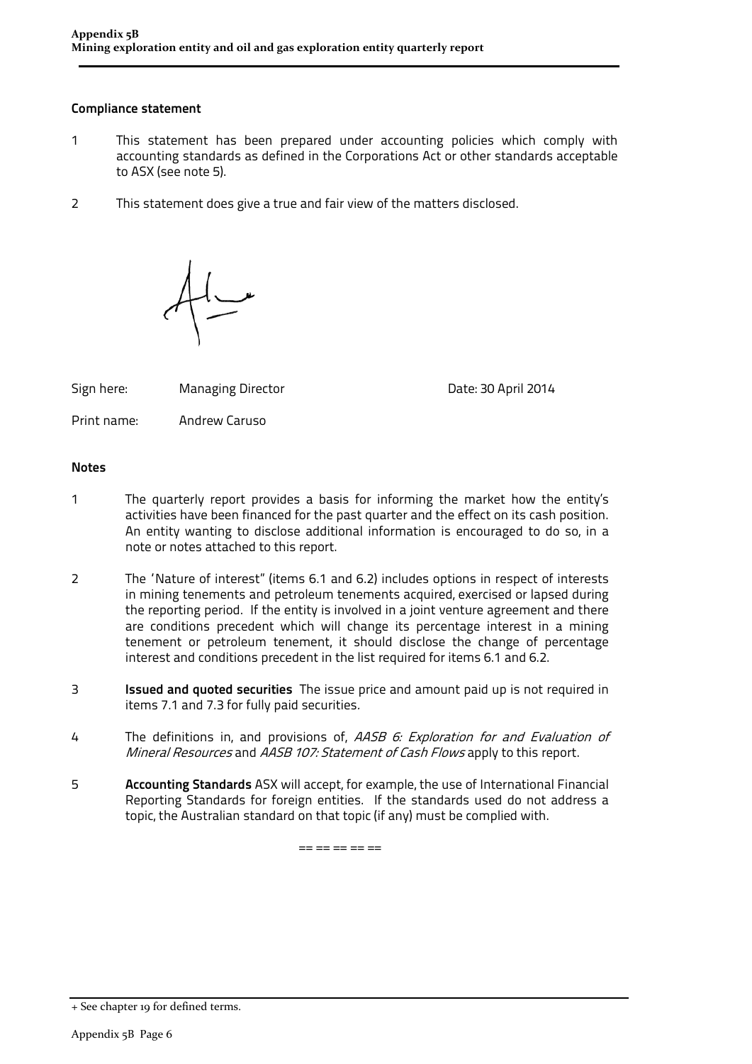### Compliance statement

1 This statement has been prepared under accounting policies which comply with accounting standards as defined in the Corporations Act or other standards acceptable to ASX (see note 5).

2 This statement does give a true and fair view of the matters disclosed.

Sign here: Managing Director Date: 30 April 2014

Print name: Andrew Caruso

### Notes

1 The quarterly report provides a basis for informing the market how the entity's activities have been financed for the past quarter and the effect on its cash position. An entity wanting to disclose additional information is encouraged to do so, in a note or notes attached to this report.

2 The 'Nature of interest" (items 6.1 and 6.2) includes options in respect of interests in mining tenements and petroleum tenements acquired, exercised or lapsed during the reporting period. If the entity is involved in a joint venture agreement and there are conditions precedent which will change its percentage interest in a mining tenement or petroleum tenement, it should disclose the change of percentage interest and conditions precedent in the list required for items 6.1 and 6.2.

3 **Issued and quoted securities** The issue price and amount paid up is not required in items 7.1 and 7.3 for fully paid securities.

4 The definitions in, and provisions of, *AASB 6: Exploration for and Evaluation of Mineral Resources* and *AASB 107: Statement of Cash Flows* apply to this report.

5 **Accounting Standards** ASX will accept, for example, the use of International Financial Reporting Standards for foreign entities. If the standards used do not address a topic, the Australian standard on that topic (if any) must be complied with.

== == == == ==

+ See chapter 19 for defined terms.